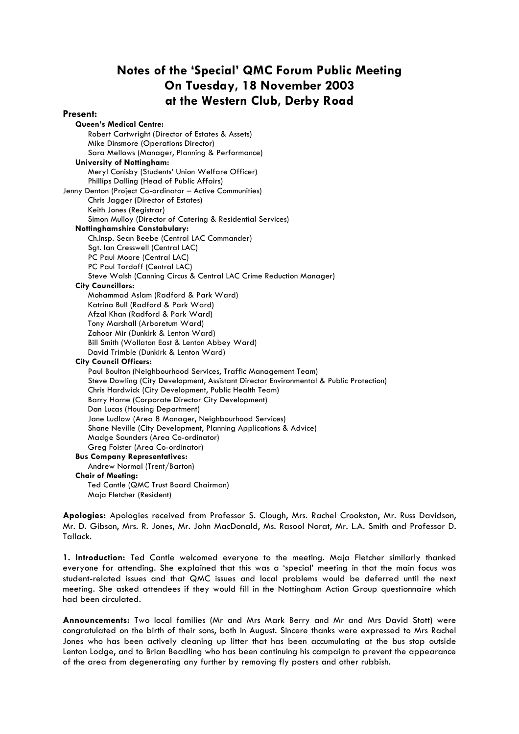# Notes of the 'Special' QMC Forum Public Meeting
# On Tuesday, 18 November 2003
# at the Western Club, Derby Road

**Present:**

**Queen's Medical Centre:**
- Robert Cartwright (Director of Estates & Assets)
- Mike Dinsmore (Operations Director)
- Sara Mellows (Manager, Planning & Performance)

**University of Nottingham:**
- Meryl Conisby (Students' Union Welfare Officer)
- Phillips Dalling (Head of Public Affairs)
- Jenny Denton (Project Co-ordinator – Active Communities)
- Chris Jagger (Director of Estates)
- Keith Jones (Registrar)
- Simon Mulloy (Director of Catering & Residential Services)

**Nottinghamshire Constabulary:**
- Ch.Insp. Sean Beebe (Central LAC Commander)
- Sgt. Ian Cresswell (Central LAC)
- PC Paul Moore (Central LAC)
- PC Paul Tordoff (Central LAC)
- Steve Walsh (Canning Circus & Central LAC Crime Reduction Manager)

**City Councillors:**
- Mohammad Aslam (Radford & Park Ward)
- Katrina Bull (Radford & Park Ward)
- Afzal Khan (Radford & Park Ward)
- Tony Marshall (Arboretum Ward)
- Zahoor Mir (Dunkirk & Lenton Ward)
- Bill Smith (Wollaton East & Lenton Abbey Ward)
- David Trimble (Dunkirk & Lenton Ward)

**City Council Officers:**
- Paul Boulton (Neighbourhood Services, Traffic Management Team)
- Steve Dowling (City Development, Assistant Director Environmental & Public Protection)
- Chris Hardwick (City Development, Public Health Team)
- Barry Horne (Corporate Director City Development)
- Dan Lucas (Housing Department)
- Jane Ludlow (Area 8 Manager, Neighbourhood Services)
- Shane Neville (City Development, Planning Applications & Advice)
- Madge Saunders (Area Co-ordinator)
- Greg Foister (Area Co-ordinator)

**Bus Company Representatives:**
- Andrew Normal (Trent/Barton)

**Chair of Meeting:**
- Ted Cantle (QMC Trust Board Chairman)
- Maja Fletcher (Resident)

**Apologies:** Apologies received from Professor S. Clough, Mrs. Rachel Crookston, Mr. Russ Davidson, Mr. D. Gibson, Mrs. R. Jones, Mr. John MacDonald, Ms. Rasool Norat, Mr. L.A. Smith and Professor D. Tallack.

**1. Introduction:** Ted Cantle welcomed everyone to the meeting. Maja Fletcher similarly thanked everyone for attending. She explained that this was a 'special' meeting in that the main focus was student-related issues and that QMC issues and local problems would be deferred until the next meeting. She asked attendees if they would fill in the Nottingham Action Group questionnaire which had been circulated.

**Announcements:** Two local families (Mr and Mrs Mark Berry and Mr and Mrs David Stott) were congratulated on the birth of their sons, both in August. Sincere thanks were expressed to Mrs Rachel Jones who has been actively cleaning up litter that has been accumulating at the bus stop outside Lenton Lodge, and to Brian Beadling who has been continuing his campaign to prevent the appearance of the area from degenerating any further by removing fly posters and other rubbish.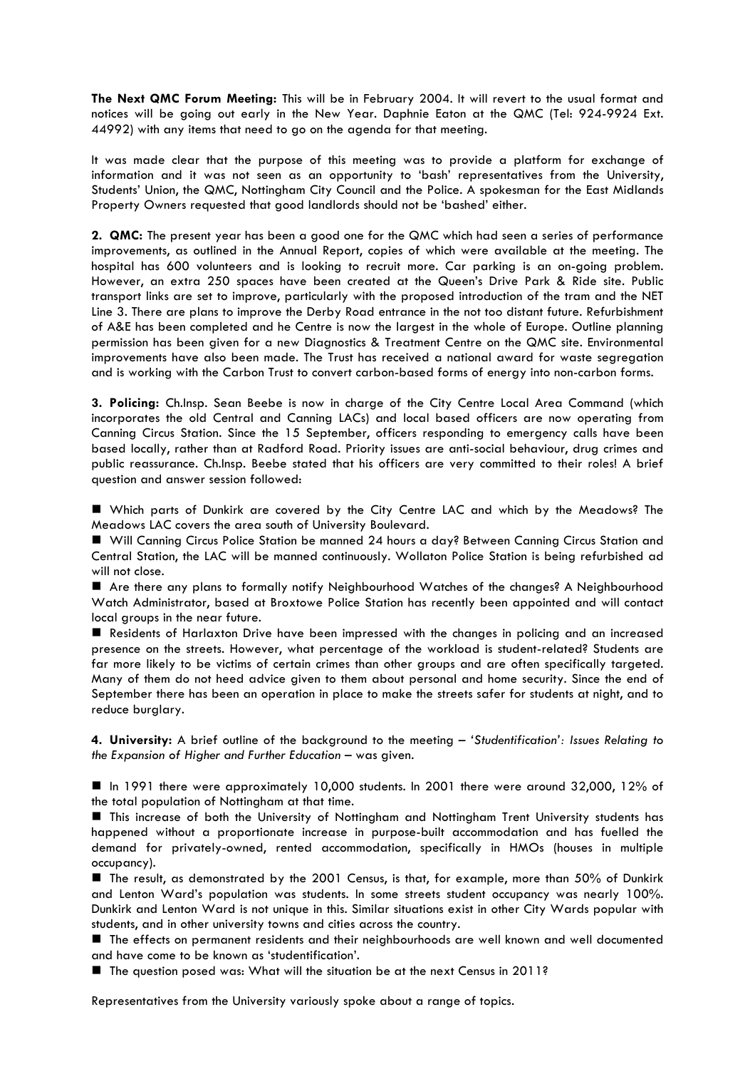**The Next QMC Forum Meeting:** This will be in February 2004. It will revert to the usual format and notices will be going out early in the New Year. Daphnie Eaton at the QMC (Tel: 924-9924 Ext. 44992) with any items that need to go on the agenda for that meeting.

It was made clear that the purpose of this meeting was to provide a platform for exchange of information and it was not seen as an opportunity to 'bash' representatives from the University, Students' Union, the QMC, Nottingham City Council and the Police. A spokesman for the East Midlands Property Owners requested that good landlords should not be 'bashed' either.

**2. QMC:** The present year has been a good one for the QMC which had seen a series of performance improvements, as outlined in the Annual Report, copies of which were available at the meeting. The hospital has 600 volunteers and is looking to recruit more. Car parking is an on-going problem. However, an extra 250 spaces have been created at the Queen's Drive Park & Ride site. Public transport links are set to improve, particularly with the proposed introduction of the tram and the NET Line 3. There are plans to improve the Derby Road entrance in the not too distant future. Refurbishment of A&E has been completed and he Centre is now the largest in the whole of Europe. Outline planning permission has been given for a new Diagnostics & Treatment Centre on the QMC site. Environmental improvements have also been made. The Trust has received a national award for waste segregation and is working with the Carbon Trust to convert carbon-based forms of energy into non-carbon forms.

**3. Policing:** Ch.Insp. Sean Beebe is now in charge of the City Centre Local Area Command (which incorporates the old Central and Canning LACs) and local based officers are now operating from Canning Circus Station. Since the 15 September, officers responding to emergency calls have been based locally, rather than at Radford Road. Priority issues are anti-social behaviour, drug crimes and public reassurance. Ch.Insp. Beebe stated that his officers are very committed to their roles! A brief question and answer session followed:

- Which parts of Dunkirk are covered by the City Centre LAC and which by the Meadows? The Meadows LAC covers the area south of University Boulevard.
- Will Canning Circus Police Station be manned 24 hours a day? Between Canning Circus Station and Central Station, the LAC will be manned continuously. Wollaton Police Station is being refurbished ad will not close.
- Are there any plans to formally notify Neighbourhood Watches of the changes? A Neighbourhood Watch Administrator, based at Broxtowe Police Station has recently been appointed and will contact local groups in the near future.
- Residents of Harlaxton Drive have been impressed with the changes in policing and an increased presence on the streets. However, what percentage of the workload is student-related? Students are far more likely to be victims of certain crimes than other groups and are often specifically targeted. Many of them do not heed advice given to them about personal and home security. Since the end of September there has been an operation in place to make the streets safer for students at night, and to reduce burglary.

**4. University:** A brief outline of the background to the meeting – *'Studentification': Issues Relating to the Expansion of Higher and Further Education* – was given.

- In 1991 there were approximately 10,000 students. In 2001 there were around 32,000, 12% of the total population of Nottingham at that time.
- This increase of both the University of Nottingham and Nottingham Trent University students has happened without a proportionate increase in purpose-built accommodation and has fuelled the demand for privately-owned, rented accommodation, specifically in HMOs (houses in multiple occupancy).
- The result, as demonstrated by the 2001 Census, is that, for example, more than 50% of Dunkirk and Lenton Ward's population was students. In some streets student occupancy was nearly 100%. Dunkirk and Lenton Ward is not unique in this. Similar situations exist in other City Wards popular with students, and in other university towns and cities across the country.
- The effects on permanent residents and their neighbourhoods are well known and well documented and have come to be known as 'studentification'.
- The question posed was: What will the situation be at the next Census in 2011?

Representatives from the University variously spoke about a range of topics.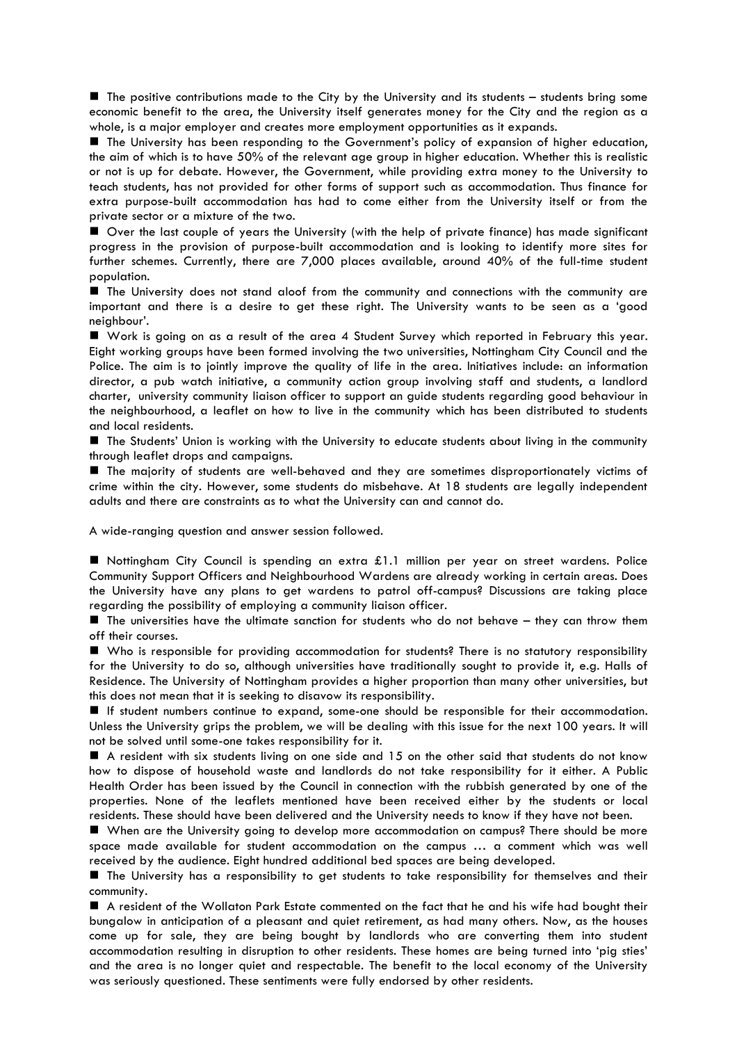- The positive contributions made to the City by the University and its students – students bring some economic benefit to the area, the University itself generates money for the City and the region as a whole, is a major employer and creates more employment opportunities as it expands.
- The University has been responding to the Government's policy of expansion of higher education, the aim of which is to have 50% of the relevant age group in higher education. Whether this is realistic or not is up for debate. However, the Government, while providing extra money to the University to teach students, has not provided for other forms of support such as accommodation. Thus finance for extra purpose-built accommodation has had to come either from the University itself or from the private sector or a mixture of the two.
- Over the last couple of years the University (with the help of private finance) has made significant progress in the provision of purpose-built accommodation and is looking to identify more sites for further schemes. Currently, there are 7,000 places available, around 40% of the full-time student population.
- The University does not stand aloof from the community and connections with the community are important and there is a desire to get these right. The University wants to be seen as a 'good neighbour'.
- Work is going on as a result of the area 4 Student Survey which reported in February this year. Eight working groups have been formed involving the two universities, Nottingham City Council and the Police. The aim is to jointly improve the quality of life in the area. Initiatives include: an information director, a pub watch initiative, a community action group involving staff and students, a landlord charter, university community liaison officer to support an guide students regarding good behaviour in the neighbourhood, a leaflet on how to live in the community which has been distributed to students and local residents.
- The Students' Union is working with the University to educate students about living in the community through leaflet drops and campaigns.
- The majority of students are well-behaved and they are sometimes disproportionately victims of crime within the city. However, some students do misbehave. At 18 students are legally independent adults and there are constraints as to what the University can and cannot do.

A wide-ranging question and answer session followed.

- Nottingham City Council is spending an extra £1.1 million per year on street wardens. Police Community Support Officers and Neighbourhood Wardens are already working in certain areas. Does the University have any plans to get wardens to patrol off-campus? Discussions are taking place regarding the possibility of employing a community liaison officer.
- The universities have the ultimate sanction for students who do not behave – they can throw them off their courses.
- Who is responsible for providing accommodation for students? There is no statutory responsibility for the University to do so, although universities have traditionally sought to provide it, e.g. Halls of Residence. The University of Nottingham provides a higher proportion than many other universities, but this does not mean that it is seeking to disavow its responsibility.
- If student numbers continue to expand, some-one should be responsible for their accommodation. Unless the University grips the problem, we will be dealing with this issue for the next 100 years. It will not be solved until some-one takes responsibility for it.
- A resident with six students living on one side and 15 on the other said that students do not know how to dispose of household waste and landlords do not take responsibility for it either. A Public Health Order has been issued by the Council in connection with the rubbish generated by one of the properties. None of the leaflets mentioned have been received either by the students or local residents. These should have been delivered and the University needs to know if they have not been.
- When are the University going to develop more accommodation on campus? There should be more space made available for student accommodation on the campus … a comment which was well received by the audience. Eight hundred additional bed spaces are being developed.
- The University has a responsibility to get students to take responsibility for themselves and their community.
- A resident of the Wollaton Park Estate commented on the fact that he and his wife had bought their bungalow in anticipation of a pleasant and quiet retirement, as had many others. Now, as the houses come up for sale, they are being bought by landlords who are converting them into student accommodation resulting in disruption to other residents. These homes are being turned into 'pig sties' and the area is no longer quiet and respectable. The benefit to the local economy of the University was seriously questioned. These sentiments were fully endorsed by other residents.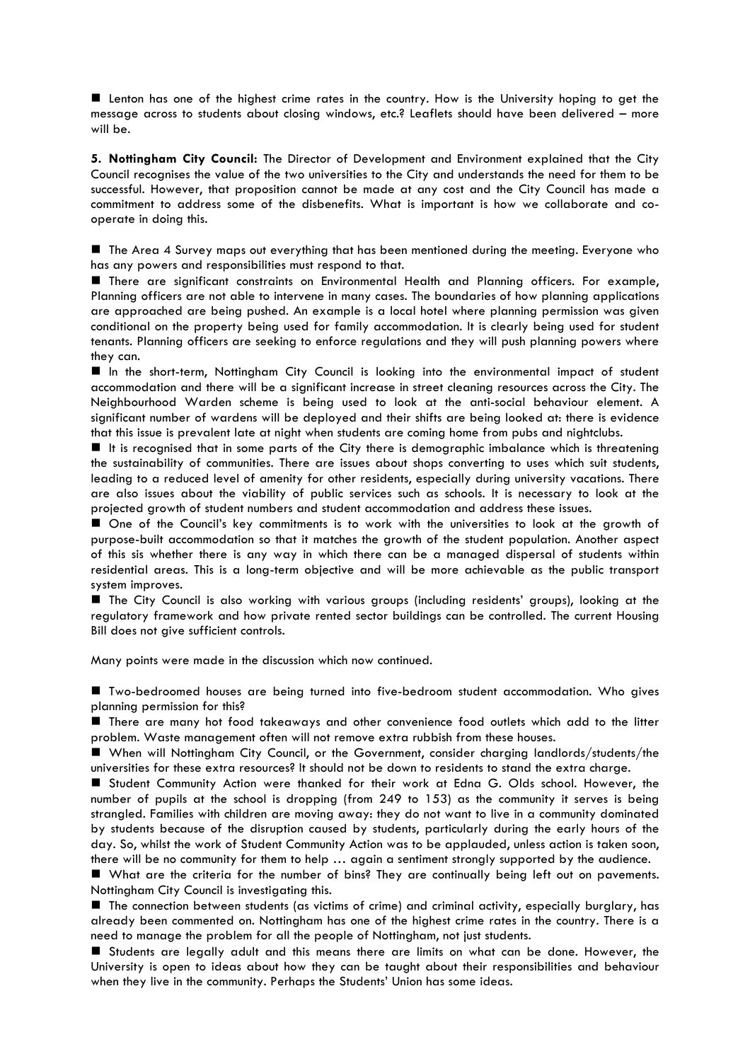■ Lenton has one of the highest crime rates in the country. How is the University hoping to get the message across to students about closing windows, etc.? Leaflets should have been delivered – more will be.

**5. Nottingham City Council:** The Director of Development and Environment explained that the City Council recognises the value of the two universities to the City and understands the need for them to be successful. However, that proposition cannot be made at any cost and the City Council has made a commitment to address some of the disbenefits. What is important is how we collaborate and co-operate in doing this.

■ The Area 4 Survey maps out everything that has been mentioned during the meeting. Everyone who has any powers and responsibilities must respond to that.

■ There are significant constraints on Environmental Health and Planning officers. For example, Planning officers are not able to intervene in many cases. The boundaries of how planning applications are approached are being pushed. An example is a local hotel where planning permission was given conditional on the property being used for family accommodation. It is clearly being used for student tenants. Planning officers are seeking to enforce regulations and they will push planning powers where they can.

■ In the short-term, Nottingham City Council is looking into the environmental impact of student accommodation and there will be a significant increase in street cleaning resources across the City. The Neighbourhood Warden scheme is being used to look at the anti-social behaviour element. A significant number of wardens will be deployed and their shifts are being looked at: there is evidence that this issue is prevalent late at night when students are coming home from pubs and nightclubs.

■ It is recognised that in some parts of the City there is demographic imbalance which is threatening the sustainability of communities. There are issues about shops converting to uses which suit students, leading to a reduced level of amenity for other residents, especially during university vacations. There are also issues about the viability of public services such as schools. It is necessary to look at the projected growth of student numbers and student accommodation and address these issues.

■ One of the Council's key commitments is to work with the universities to look at the growth of purpose-built accommodation so that it matches the growth of the student population. Another aspect of this sis whether there is any way in which there can be a managed dispersal of students within residential areas. This is a long-term objective and will be more achievable as the public transport system improves.

■ The City Council is also working with various groups (including residents' groups), looking at the regulatory framework and how private rented sector buildings can be controlled. The current Housing Bill does not give sufficient controls.

Many points were made in the discussion which now continued.

■ Two-bedroomed houses are being turned into five-bedroom student accommodation. Who gives planning permission for this?

■ There are many hot food takeaways and other convenience food outlets which add to the litter problem. Waste management often will not remove extra rubbish from these houses.

■ When will Nottingham City Council, or the Government, consider charging landlords/students/the universities for these extra resources? It should not be down to residents to stand the extra charge.

■ Student Community Action were thanked for their work at Edna G. Olds school. However, the number of pupils at the school is dropping (from 249 to 153) as the community it serves is being strangled. Families with children are moving away: they do not want to live in a community dominated by students because of the disruption caused by students, particularly during the early hours of the day. So, whilst the work of Student Community Action was to be applauded, unless action is taken soon, there will be no community for them to help … again a sentiment strongly supported by the audience.

■ What are the criteria for the number of bins? They are continually being left out on pavements. Nottingham City Council is investigating this.

■ The connection between students (as victims of crime) and criminal activity, especially burglary, has already been commented on. Nottingham has one of the highest crime rates in the country. There is a need to manage the problem for all the people of Nottingham, not just students.

■ Students are legally adult and this means there are limits on what can be done. However, the University is open to ideas about how they can be taught about their responsibilities and behaviour when they live in the community. Perhaps the Students' Union has some ideas.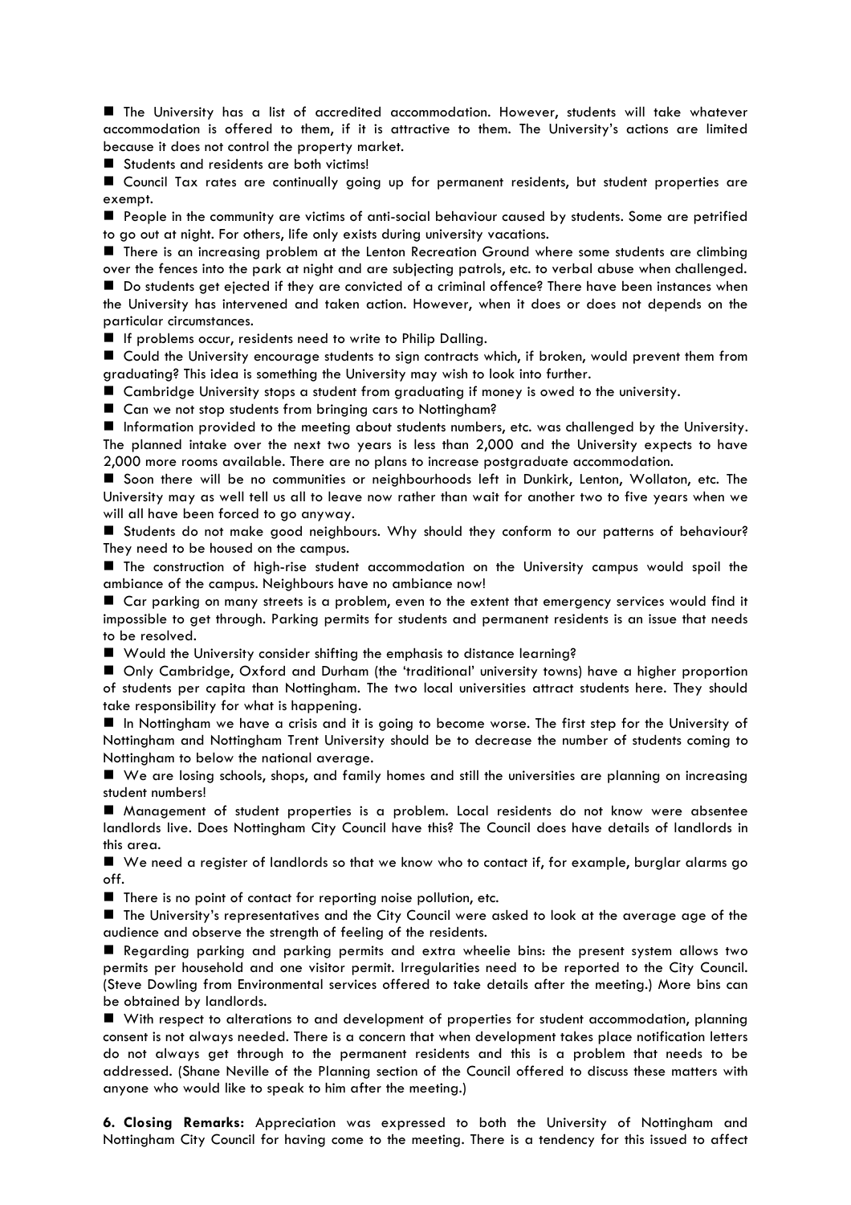- The University has a list of accredited accommodation. However, students will take whatever accommodation is offered to them, if it is attractive to them. The University's actions are limited because it does not control the property market.
- Students and residents are both victims!
- Council Tax rates are continually going up for permanent residents, but student properties are exempt.
- People in the community are victims of anti-social behaviour caused by students. Some are petrified to go out at night. For others, life only exists during university vacations.
- There is an increasing problem at the Lenton Recreation Ground where some students are climbing over the fences into the park at night and are subjecting patrols, etc. to verbal abuse when challenged.
- Do students get ejected if they are convicted of a criminal offence? There have been instances when the University has intervened and taken action. However, when it does or does not depends on the particular circumstances.
- If problems occur, residents need to write to Philip Dalling.
- Could the University encourage students to sign contracts which, if broken, would prevent them from graduating? This idea is something the University may wish to look into further.
- Cambridge University stops a student from graduating if money is owed to the university.
- Can we not stop students from bringing cars to Nottingham?
- Information provided to the meeting about students numbers, etc. was challenged by the University. The planned intake over the next two years is less than 2,000 and the University expects to have 2,000 more rooms available. There are no plans to increase postgraduate accommodation.
- Soon there will be no communities or neighbourhoods left in Dunkirk, Lenton, Wollaton, etc. The University may as well tell us all to leave now rather than wait for another two to five years when we will all have been forced to go anyway.
- Students do not make good neighbours. Why should they conform to our patterns of behaviour? They need to be housed on the campus.
- The construction of high-rise student accommodation on the University campus would spoil the ambiance of the campus. Neighbours have no ambiance now!
- Car parking on many streets is a problem, even to the extent that emergency services would find it impossible to get through. Parking permits for students and permanent residents is an issue that needs to be resolved.
- Would the University consider shifting the emphasis to distance learning?
- Only Cambridge, Oxford and Durham (the 'traditional' university towns) have a higher proportion of students per capita than Nottingham. The two local universities attract students here. They should take responsibility for what is happening.
- In Nottingham we have a crisis and it is going to become worse. The first step for the University of Nottingham and Nottingham Trent University should be to decrease the number of students coming to Nottingham to below the national average.
- We are losing schools, shops, and family homes and still the universities are planning on increasing student numbers!
- Management of student properties is a problem. Local residents do not know were absentee landlords live. Does Nottingham City Council have this? The Council does have details of landlords in this area.
- We need a register of landlords so that we know who to contact if, for example, burglar alarms go off.
- There is no point of contact for reporting noise pollution, etc.
- The University's representatives and the City Council were asked to look at the average age of the audience and observe the strength of feeling of the residents.
- Regarding parking and parking permits and extra wheelie bins: the present system allows two permits per household and one visitor permit. Irregularities need to be reported to the City Council. (Steve Dowling from Environmental services offered to take details after the meeting.) More bins can be obtained by landlords.
- With respect to alterations to and development of properties for student accommodation, planning consent is not always needed. There is a concern that when development takes place notification letters do not always get through to the permanent residents and this is a problem that needs to be addressed. (Shane Neville of the Planning section of the Council offered to discuss these matters with anyone who would like to speak to him after the meeting.)

**6. Closing Remarks:** Appreciation was expressed to both the University of Nottingham and Nottingham City Council for having come to the meeting. There is a tendency for this issued to affect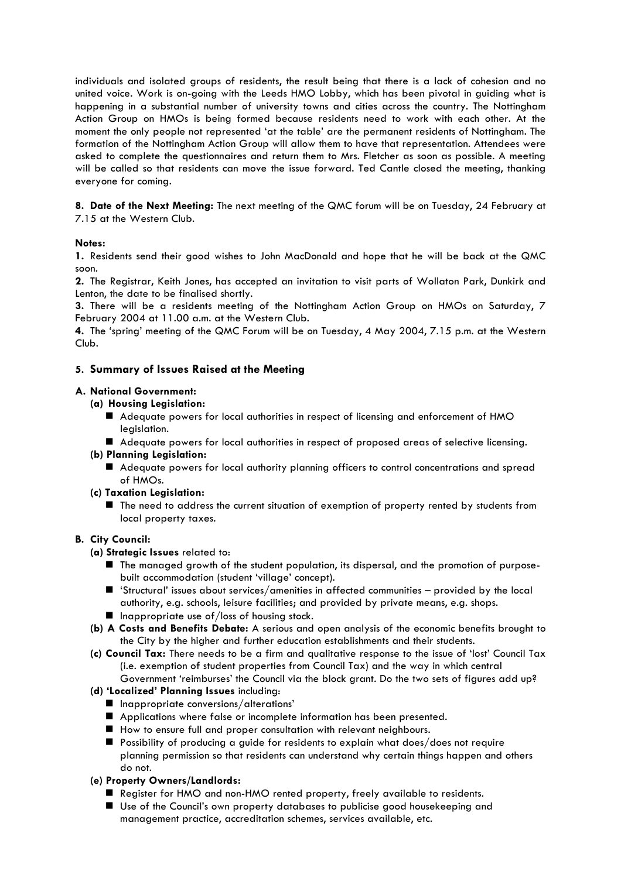individuals and isolated groups of residents, the result being that there is a lack of cohesion and no united voice. Work is on-going with the Leeds HMO Lobby, which has been pivotal in guiding what is happening in a substantial number of university towns and cities across the country. The Nottingham Action Group on HMOs is being formed because residents need to work with each other. At the moment the only people not represented 'at the table' are the permanent residents of Nottingham. The formation of the Nottingham Action Group will allow them to have that representation. Attendees were asked to complete the questionnaires and return them to Mrs. Fletcher as soon as possible. A meeting will be called so that residents can move the issue forward. Ted Cantle closed the meeting, thanking everyone for coming.

**8. Date of the Next Meeting:** The next meeting of the QMC forum will be on Tuesday, 24 February at 7.15 at the Western Club.

**Notes:**

**1.** Residents send their good wishes to John MacDonald and hope that he will be back at the QMC soon.

**2.** The Registrar, Keith Jones, has accepted an invitation to visit parts of Wollaton Park, Dunkirk and Lenton, the date to be finalised shortly.

**3.** There will be a residents meeting of the Nottingham Action Group on HMOs on Saturday, 7 February 2004 at 11.00 a.m. at the Western Club.

**4.** The 'spring' meeting of the QMC Forum will be on Tuesday, 4 May 2004, 7.15 p.m. at the Western Club.

## 5. Summary of Issues Raised at the Meeting

**A. National Government:**

**(a) Housing Legislation:**

- Adequate powers for local authorities in respect of licensing and enforcement of HMO legislation.
- Adequate powers for local authorities in respect of proposed areas of selective licensing.

**(b) Planning Legislation:**

- Adequate powers for local authority planning officers to control concentrations and spread of HMOs.

**(c) Taxation Legislation:**

- The need to address the current situation of exemption of property rented by students from local property taxes.

**B. City Council:**

**(a) Strategic Issues** related to:

- The managed growth of the student population, its dispersal, and the promotion of purpose-built accommodation (student 'village' concept).
- 'Structural' issues about services/amenities in affected communities – provided by the local authority, e.g. schools, leisure facilities; and provided by private means, e.g. shops.
- Inappropriate use of/loss of housing stock.

**(b) A Costs and Benefits Debate:** A serious and open analysis of the economic benefits brought to the City by the higher and further education establishments and their students.

**(c) Council Tax:** There needs to be a firm and qualitative response to the issue of 'lost' Council Tax (i.e. exemption of student properties from Council Tax) and the way in which central Government 'reimburses' the Council via the block grant. Do the two sets of figures add up?

**(d) 'Localized' Planning Issues** including:

- Inappropriate conversions/alterations'
- Applications where false or incomplete information has been presented.
- How to ensure full and proper consultation with relevant neighbours.
- Possibility of producing a guide for residents to explain what does/does not require planning permission so that residents can understand why certain things happen and others do not.

**(e) Property Owners/Landlords:**

- Register for HMO and non-HMO rented property, freely available to residents.
- Use of the Council's own property databases to publicise good housekeeping and management practice, accreditation schemes, services available, etc.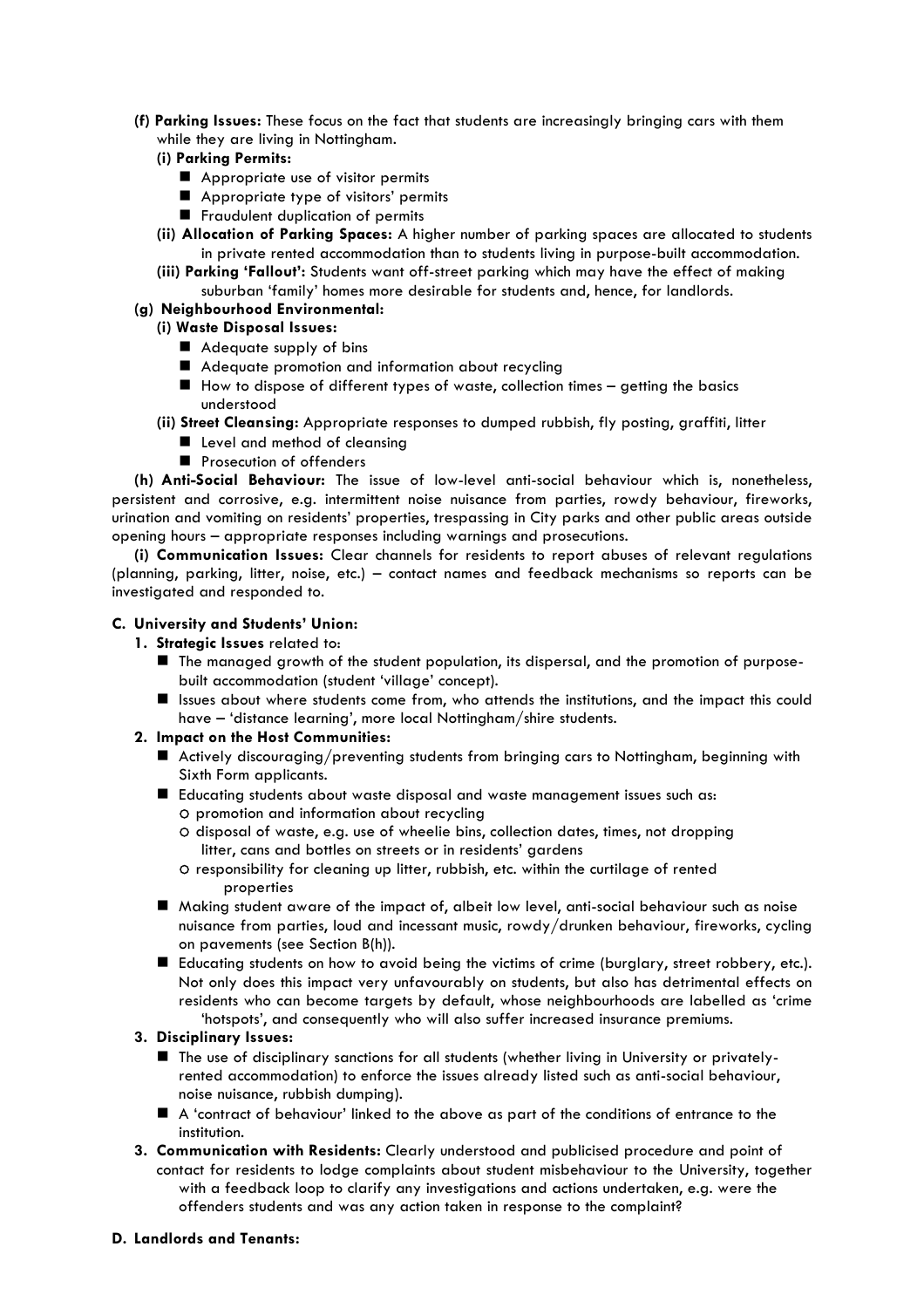**(f) Parking Issues:** These focus on the fact that students are increasingly bringing cars with them while they are living in Nottingham.

**(i) Parking Permits:**

- Appropriate use of visitor permits
- Appropriate type of visitors' permits
- Fraudulent duplication of permits

**(ii) Allocation of Parking Spaces:** A higher number of parking spaces are allocated to students in private rented accommodation than to students living in purpose-built accommodation.

**(iii) Parking 'Fallout':** Students want off-street parking which may have the effect of making suburban 'family' homes more desirable for students and, hence, for landlords.

**(g) Neighbourhood Environmental:**

**(i) Waste Disposal Issues:**

- Adequate supply of bins
- Adequate promotion and information about recycling
- How to dispose of different types of waste, collection times – getting the basics understood

**(ii) Street Cleansing:** Appropriate responses to dumped rubbish, fly posting, graffiti, litter

- Level and method of cleansing
- Prosecution of offenders

**(h) Anti-Social Behaviour:** The issue of low-level anti-social behaviour which is, nonetheless, persistent and corrosive, e.g. intermittent noise nuisance from parties, rowdy behaviour, fireworks, urination and vomiting on residents' properties, trespassing in City parks and other public areas outside opening hours – appropriate responses including warnings and prosecutions.

**(i) Communication Issues:** Clear channels for residents to report abuses of relevant regulations (planning, parking, litter, noise, etc.) – contact names and feedback mechanisms so reports can be investigated and responded to.

### C. University and Students' Union:

**1. Strategic Issues** related to:

- The managed growth of the student population, its dispersal, and the promotion of purpose-built accommodation (student 'village' concept).
- Issues about where students come from, who attends the institutions, and the impact this could have – 'distance learning', more local Nottingham/shire students.

**2. Impact on the Host Communities:**

- Actively discouraging/preventing students from bringing cars to Nottingham, beginning with Sixth Form applicants.
- Educating students about waste disposal and waste management issues such as:
  - promotion and information about recycling
  - disposal of waste, e.g. use of wheelie bins, collection dates, times, not dropping litter, cans and bottles on streets or in residents' gardens
  - responsibility for cleaning up litter, rubbish, etc. within the curtilage of rented properties
- Making student aware of the impact of, albeit low level, anti-social behaviour such as noise nuisance from parties, loud and incessant music, rowdy/drunken behaviour, fireworks, cycling on pavements (see Section B(h)).
- Educating students on how to avoid being the victims of crime (burglary, street robbery, etc.). Not only does this impact very unfavourably on students, but also has detrimental effects on residents who can become targets by default, whose neighbourhoods are labelled as 'crime 'hotspots', and consequently who will also suffer increased insurance premiums.

**3. Disciplinary Issues:**

- The use of disciplinary sanctions for all students (whether living in University or privately-rented accommodation) to enforce the issues already listed such as anti-social behaviour, noise nuisance, rubbish dumping).
- A 'contract of behaviour' linked to the above as part of the conditions of entrance to the institution.

**3. Communication with Residents:** Clearly understood and publicised procedure and point of contact for residents to lodge complaints about student misbehaviour to the University, together with a feedback loop to clarify any investigations and actions undertaken, e.g. were the offenders students and was any action taken in response to the complaint?

### D. Landlords and Tenants: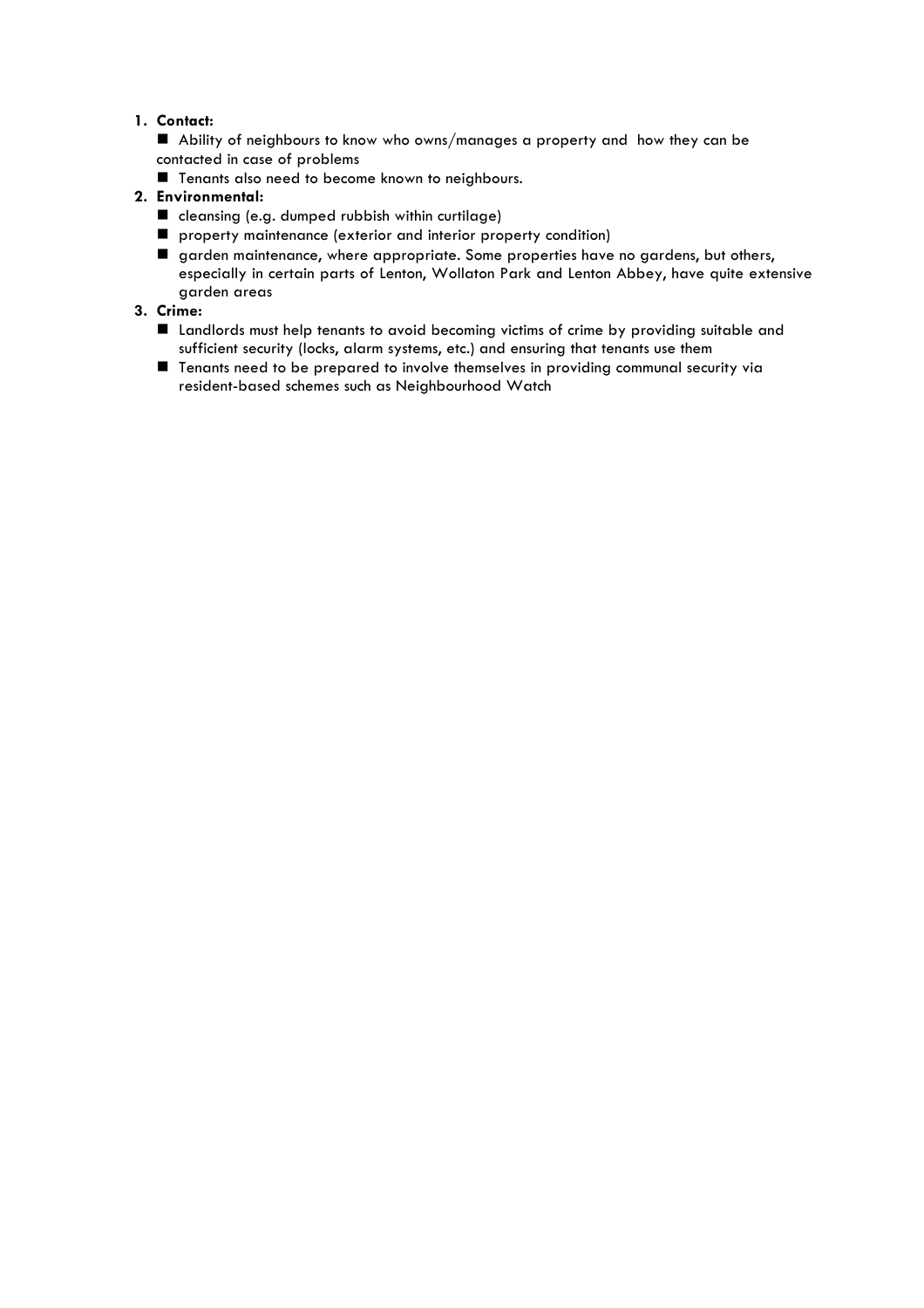1. **Contact:**
   - Ability of neighbours to know who owns/manages a property and how they can be contacted in case of problems
   - Tenants also need to become known to neighbours.
2. **Environmental:**
   - cleansing (e.g. dumped rubbish within curtilage)
   - property maintenance (exterior and interior property condition)
   - garden maintenance, where appropriate. Some properties have no gardens, but others, especially in certain parts of Lenton, Wollaton Park and Lenton Abbey, have quite extensive garden areas
3. **Crime:**
   - Landlords must help tenants to avoid becoming victims of crime by providing suitable and sufficient security (locks, alarm systems, etc.) and ensuring that tenants use them
   - Tenants need to be prepared to involve themselves in providing communal security via resident-based schemes such as Neighbourhood Watch